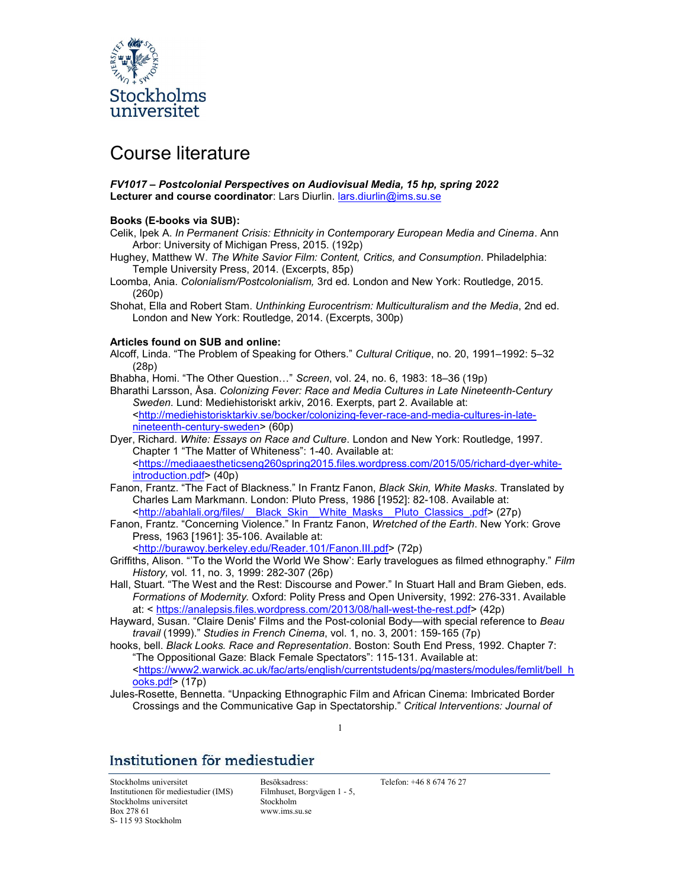# Course literature

***FV1017 – Postcolonial Perspectives on Audiovisual Media, 15 hp, spring 2022***
**Lecturer and course coordinator**: Lars Diurlin. lars.diurlin@ims.su.se

**Books (E-books via SUB):**

Celik, Ipek A. *In Permanent Crisis: Ethnicity in Contemporary European Media and Cinema*. Ann Arbor: University of Michigan Press, 2015. (192p)

Hughey, Matthew W. *The White Savior Film: Content, Critics, and Consumption*. Philadelphia: Temple University Press, 2014. (Excerpts, 85p)

Loomba, Ania. *Colonialism/Postcolonialism,* 3rd ed. London and New York: Routledge, 2015. (260p)

Shohat, Ella and Robert Stam. *Unthinking Eurocentrism: Multiculturalism and the Media*, 2nd ed. London and New York: Routledge, 2014. (Excerpts, 300p)

**Articles found on SUB and online:**

Alcoff, Linda. "The Problem of Speaking for Others." *Cultural Critique*, no. 20, 1991–1992: 5–32 (28p)

Bhabha, Homi. "The Other Question…" *Screen*, vol. 24, no. 6, 1983: 18–36 (19p)

Bharathi Larsson, Åsa. *Colonizing Fever: Race and Media Cultures in Late Nineteenth-Century Sweden*. Lund: Mediehistoriskt arkiv, 2016. Exerpts, part 2. Available at: <http://mediehistorisktarkiv.se/bocker/colonizing-fever-race-and-media-cultures-in-late-nineteenth-century-sweden> (60p)

Dyer, Richard. *White: Essays on Race and Culture*. London and New York: Routledge, 1997. Chapter 1 "The Matter of Whiteness": 1-40. Available at: <https://mediaaestheticseng260spring2015.files.wordpress.com/2015/05/richard-dyer-white-introduction.pdf> (40p)

Fanon, Frantz. "The Fact of Blackness." In Frantz Fanon, *Black Skin, White Masks*. Translated by Charles Lam Markmann. London: Pluto Press, 1986 [1952]: 82-108. Available at: <http://abahlali.org/files/__Black_Skin__White_Masks__Pluto_Classics_.pdf> (27p)

Fanon, Frantz. "Concerning Violence." In Frantz Fanon, *Wretched of the Earth*. New York: Grove Press, 1963 [1961]: 35-106. Available at: <http://burawoy.berkeley.edu/Reader.101/Fanon.III.pdf> (72p)

Griffiths, Alison. "'To the World the World We Show': Early travelogues as filmed ethnography." *Film History,* vol. 11, no. 3, 1999: 282-307 (26p)

Hall, Stuart. "The West and the Rest: Discourse and Power." In Stuart Hall and Bram Gieben, eds. *Formations of Modernity.* Oxford: Polity Press and Open University, 1992: 276-331. Available at: < https://analepsis.files.wordpress.com/2013/08/hall-west-the-rest.pdf> (42p)

Hayward, Susan. "Claire Denis' Films and the Post-colonial Body—with special reference to *Beau travail* (1999)." *Studies in French Cinema*, vol. 1, no. 3, 2001: 159-165 (7p)

hooks, bell. *Black Looks. Race and Representation*. Boston: South End Press, 1992. Chapter 7: "The Oppositional Gaze: Black Female Spectators": 115-131. Available at: <https://www2.warwick.ac.uk/fac/arts/english/currentstudents/pg/masters/modules/femlit/bell_hooks.pdf> (17p)

Jules-Rosette, Bennetta. "Unpacking Ethnographic Film and African Cinema: Imbricated Border Crossings and the Communicative Gap in Spectatorship." *Critical Interventions: Journal of*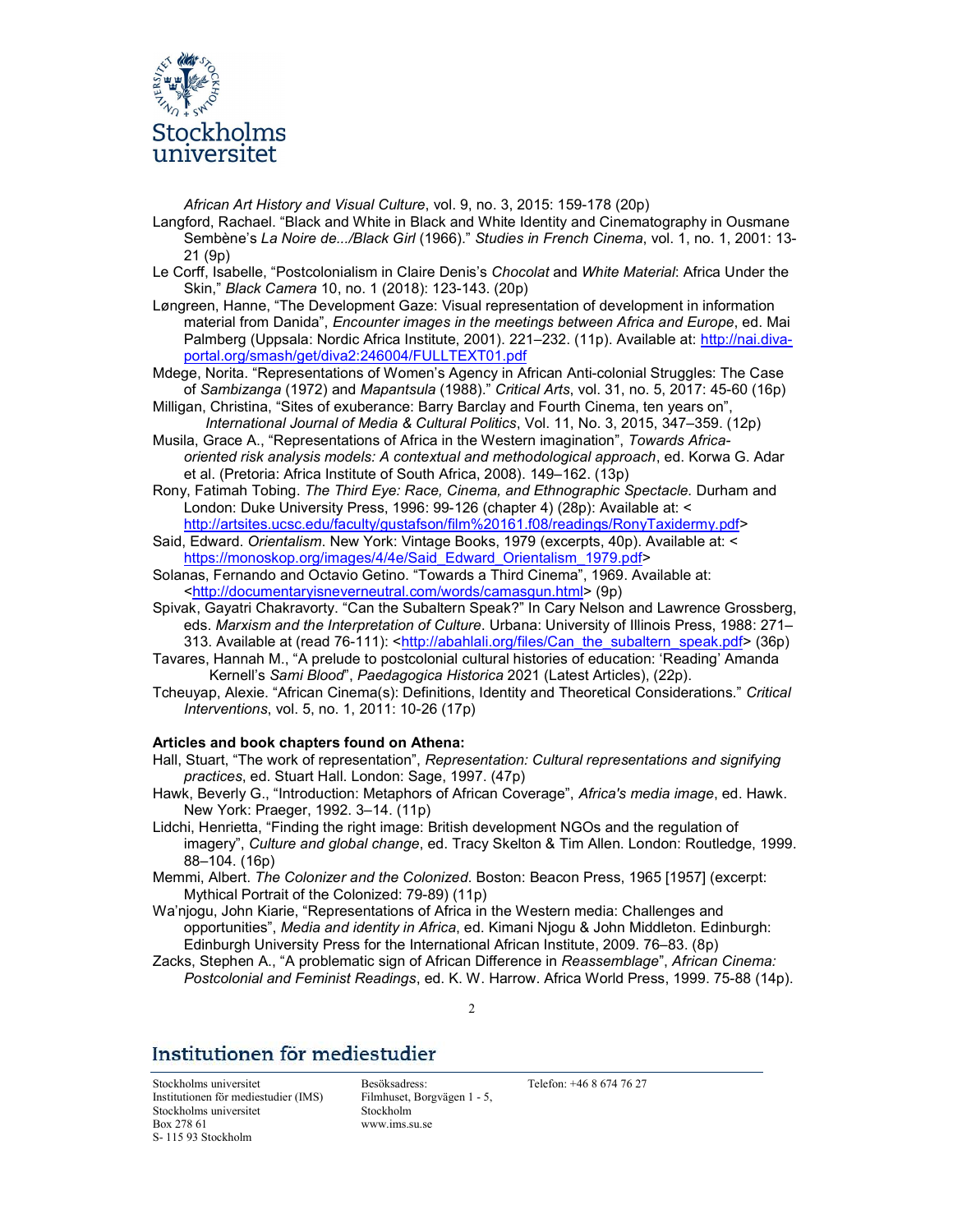*African Art History and Visual Culture*, vol. 9, no. 3, 2015: 159-178 (20p)

Langford, Rachael. "Black and White in Black and White Identity and Cinematography in Ousmane Sembène's *La Noire de.../Black Girl* (1966)." *Studies in French Cinema*, vol. 1, no. 1, 2001: 13-21 (9p)

Le Corff, Isabelle, "Postcolonialism in Claire Denis's *Chocolat* and *White Material*: Africa Under the Skin," *Black Camera* 10, no. 1 (2018): 123-143. (20p)

Løngreen, Hanne, "The Development Gaze: Visual representation of development in information material from Danida", *Encounter images in the meetings between Africa and Europe*, ed. Mai Palmberg (Uppsala: Nordic Africa Institute, 2001). 221–232. (11p). Available at: [http://nai.diva-portal.org/smash/get/diva2:246004/FULLTEXT01.pdf](http://nai.diva-portal.org/smash/get/diva2:246004/FULLTEXT01.pdf)

Mdege, Norita. "Representations of Women's Agency in African Anti-colonial Struggles: The Case of *Sambizanga* (1972) and *Mapantsula* (1988)." *Critical Arts*, vol. 31, no. 5, 2017: 45-60 (16p)

Milligan, Christina, "Sites of exuberance: Barry Barclay and Fourth Cinema, ten years on", *International Journal of Media & Cultural Politics*, Vol. 11, No. 3, 2015, 347–359. (12p)

Musila, Grace A., "Representations of Africa in the Western imagination", *Towards Africa-oriented risk analysis models: A contextual and methodological approach*, ed. Korwa G. Adar et al. (Pretoria: Africa Institute of South Africa, 2008). 149–162. (13p)

Rony, Fatimah Tobing. *The Third Eye: Race, Cinema, and Ethnographic Spectacle.* Durham and London: Duke University Press, 1996: 99-126 (chapter 4) (28p): Available at: <[http://artsites.ucsc.edu/faculty/gustafson/film%20161.f08/readings/RonyTaxidermy.pdf](http://artsites.ucsc.edu/faculty/gustafson/film%20161.f08/readings/RonyTaxidermy.pdf)>

Said, Edward. *Orientalism*. New York: Vintage Books, 1979 (excerpts, 40p). Available at: <[https://monoskop.org/images/4/4e/Said_Edward_Orientalism_1979.pdf](https://monoskop.org/images/4/4e/Said_Edward_Orientalism_1979.pdf)>

Solanas, Fernando and Octavio Getino. "Towards a Third Cinema", 1969. Available at: <[http://documentaryisneverneutral.com/words/camasgun.html](http://documentaryisneverneutral.com/words/camasgun.html)> (9p)

Spivak, Gayatri Chakravorty. "Can the Subaltern Speak?" In Cary Nelson and Lawrence Grossberg, eds. *Marxism and the Interpretation of Culture*. Urbana: University of Illinois Press, 1988: 271–313. Available at (read 76-111): <[http://abahlali.org/files/Can_the_subaltern_speak.pdf](http://abahlali.org/files/Can_the_subaltern_speak.pdf)> (36p)

Tavares, Hannah M., "A prelude to postcolonial cultural histories of education: 'Reading' Amanda Kernell's *Sami Blood*", *Paedagogica Historica* 2021 (Latest Articles), (22p).

Tcheuyap, Alexie. "African Cinema(s): Definitions, Identity and Theoretical Considerations." *Critical Interventions*, vol. 5, no. 1, 2011: 10-26 (17p)

**Articles and book chapters found on Athena:**

Hall, Stuart, "The work of representation", *Representation: Cultural representations and signifying practices*, ed. Stuart Hall. London: Sage, 1997. (47p)

Hawk, Beverly G., "Introduction: Metaphors of African Coverage", *Africa's media image*, ed. Hawk. New York: Praeger, 1992. 3–14. (11p)

Lidchi, Henrietta, "Finding the right image: British development NGOs and the regulation of imagery", *Culture and global change*, ed. Tracy Skelton & Tim Allen. London: Routledge, 1999. 88–104. (16p)

Memmi, Albert. *The Colonizer and the Colonized*. Boston: Beacon Press, 1965 [1957] (excerpt: Mythical Portrait of the Colonized: 79-89) (11p)

Wa'njogu, John Kiarie, "Representations of Africa in the Western media: Challenges and opportunities", *Media and identity in Africa*, ed. Kimani Njogu & John Middleton. Edinburgh: Edinburgh University Press for the International African Institute, 2009. 76–83. (8p)

Zacks, Stephen A., "A problematic sign of African Difference in *Reassemblage*", *African Cinema: Postcolonial and Feminist Readings*, ed. K. W. Harrow. Africa World Press, 1999. 75-88 (14p).